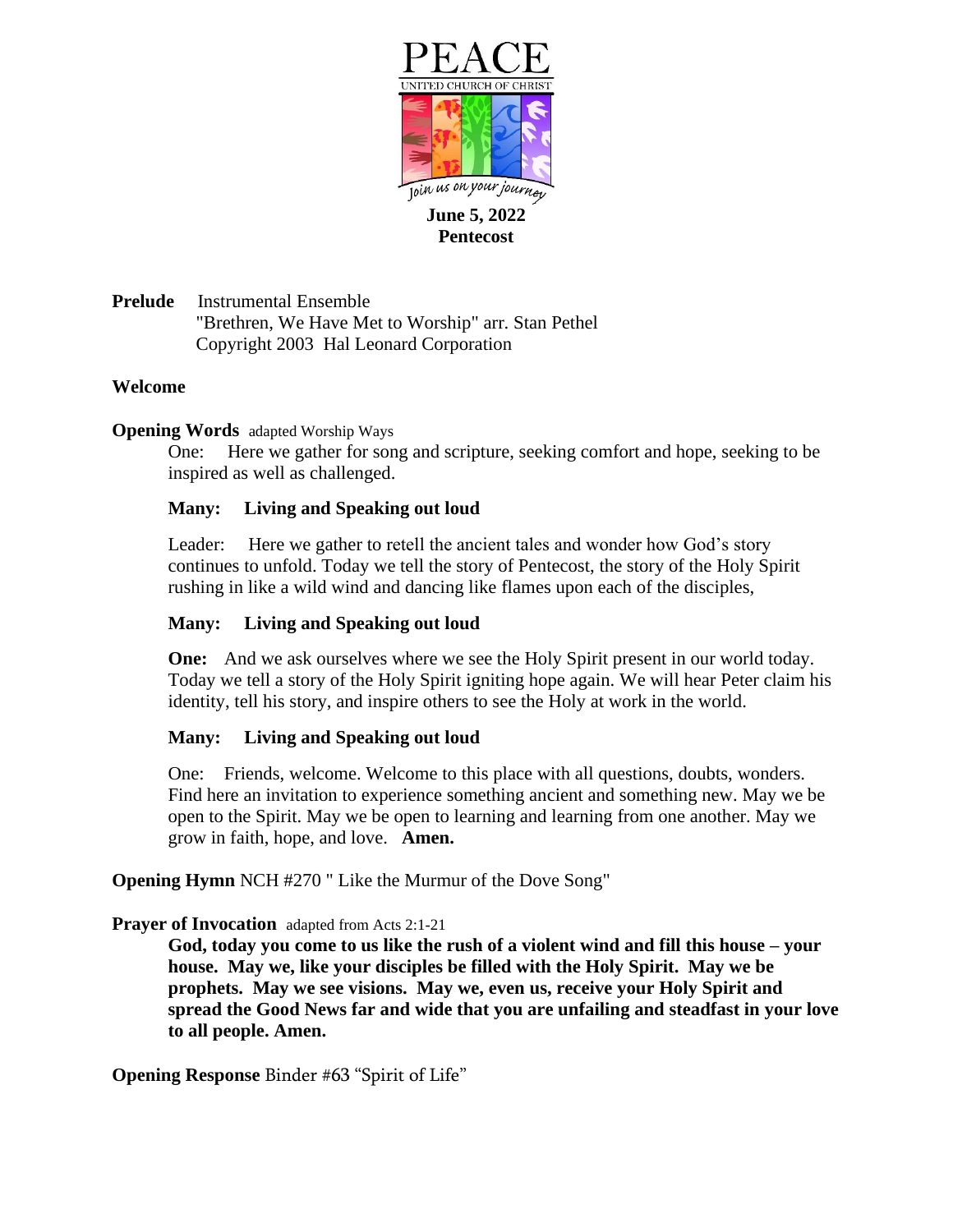# PEACE

UNITED CHURCH OF CHRIST

*Join us on your journey*

**June 5, 2022**
**Pentecost**

**Prelude** Instrumental Ensemble
"Brethren, We Have Met to Worship" arr. Stan Pethel
Copyright 2003 Hal Leonard Corporation

**Welcome**

**Opening Words** adapted Worship Ways

One: Here we gather for song and scripture, seeking comfort and hope, seeking to be inspired as well as challenged.

**Many: Living and Speaking out loud**

Leader: Here we gather to retell the ancient tales and wonder how God's story continues to unfold. Today we tell the story of Pentecost, the story of the Holy Spirit rushing in like a wild wind and dancing like flames upon each of the disciples,

**Many: Living and Speaking out loud**

**One:** And we ask ourselves where we see the Holy Spirit present in our world today. Today we tell a story of the Holy Spirit igniting hope again. We will hear Peter claim his identity, tell his story, and inspire others to see the Holy at work in the world.

**Many: Living and Speaking out loud**

One: Friends, welcome. Welcome to this place with all questions, doubts, wonders. Find here an invitation to experience something ancient and something new. May we be open to the Spirit. May we be open to learning and learning from one another. May we grow in faith, hope, and love. **Amen.**

**Opening Hymn** NCH #270 " Like the Murmur of the Dove Song"

**Prayer of Invocation** adapted from Acts 2:1-21

**God, today you come to us like the rush of a violent wind and fill this house – your house. May we, like your disciples be filled with the Holy Spirit. May we be prophets. May we see visions. May we, even us, receive your Holy Spirit and spread the Good News far and wide that you are unfailing and steadfast in your love to all people. Amen.**

**Opening Response** Binder #63 "Spirit of Life"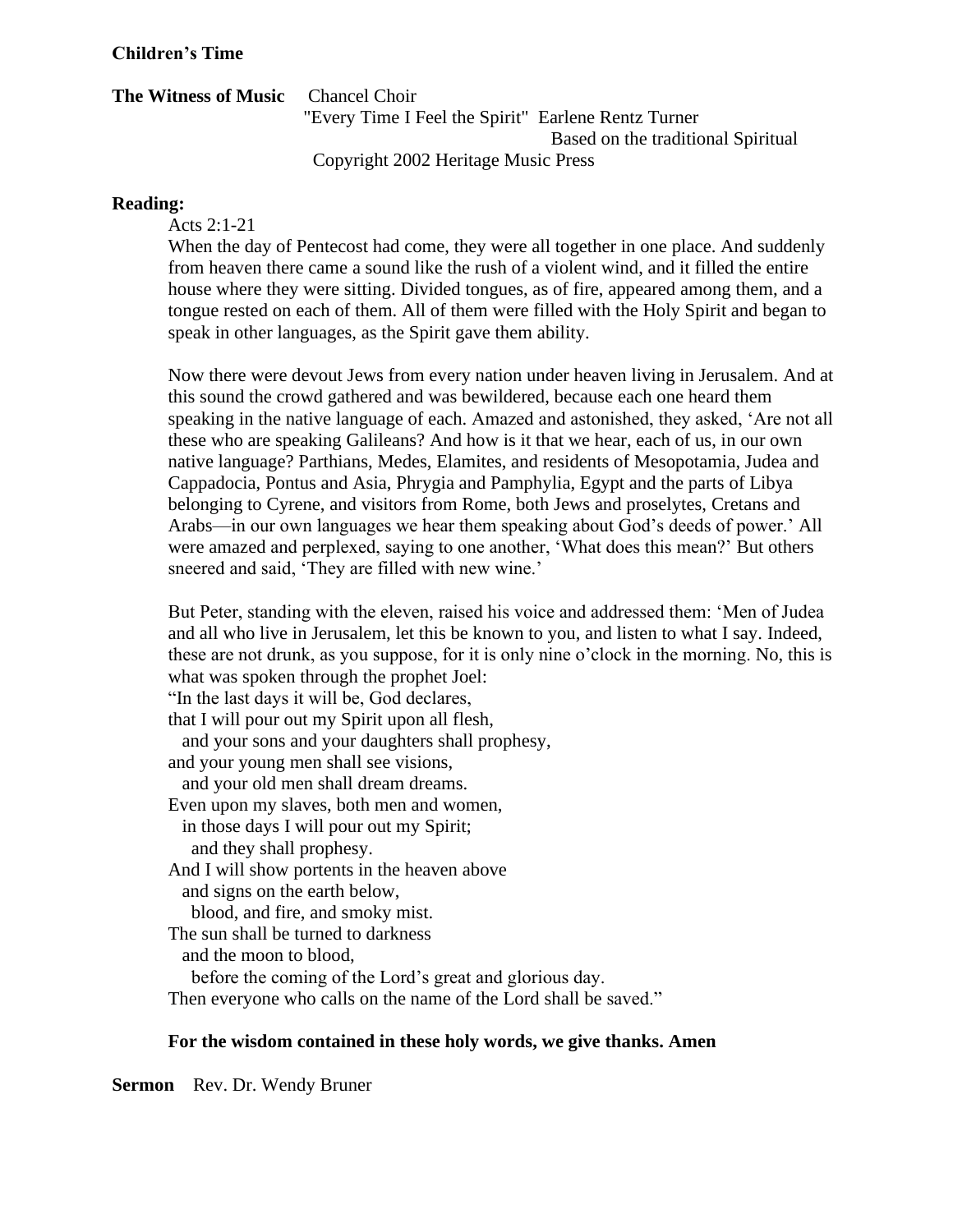**Children's Time**

**The Witness of Music** Chancel Choir
"Every Time I Feel the Spirit" Earlene Rentz Turner
Based on the traditional Spiritual
Copyright 2002 Heritage Music Press

**Reading:**

Acts 2:1-21

When the day of Pentecost had come, they were all together in one place. And suddenly from heaven there came a sound like the rush of a violent wind, and it filled the entire house where they were sitting. Divided tongues, as of fire, appeared among them, and a tongue rested on each of them. All of them were filled with the Holy Spirit and began to speak in other languages, as the Spirit gave them ability.

Now there were devout Jews from every nation under heaven living in Jerusalem. And at this sound the crowd gathered and was bewildered, because each one heard them speaking in the native language of each. Amazed and astonished, they asked, 'Are not all these who are speaking Galileans? And how is it that we hear, each of us, in our own native language? Parthians, Medes, Elamites, and residents of Mesopotamia, Judea and Cappadocia, Pontus and Asia, Phrygia and Pamphylia, Egypt and the parts of Libya belonging to Cyrene, and visitors from Rome, both Jews and proselytes, Cretans and Arabs—in our own languages we hear them speaking about God's deeds of power.' All were amazed and perplexed, saying to one another, 'What does this mean?' But others sneered and said, 'They are filled with new wine.'

But Peter, standing with the eleven, raised his voice and addressed them: 'Men of Judea and all who live in Jerusalem, let this be known to you, and listen to what I say. Indeed, these are not drunk, as you suppose, for it is only nine o'clock in the morning. No, this is what was spoken through the prophet Joel:
"In the last days it will be, God declares,
that I will pour out my Spirit upon all flesh,
and your sons and your daughters shall prophesy,
and your young men shall see visions,
and your old men shall dream dreams.
Even upon my slaves, both men and women,
in those days I will pour out my Spirit;
and they shall prophesy.
And I will show portents in the heaven above
and signs on the earth below,
blood, and fire, and smoky mist.
The sun shall be turned to darkness
and the moon to blood,
before the coming of the Lord's great and glorious day.
Then everyone who calls on the name of the Lord shall be saved."

**For the wisdom contained in these holy words, we give thanks. Amen**

**Sermon** Rev. Dr. Wendy Bruner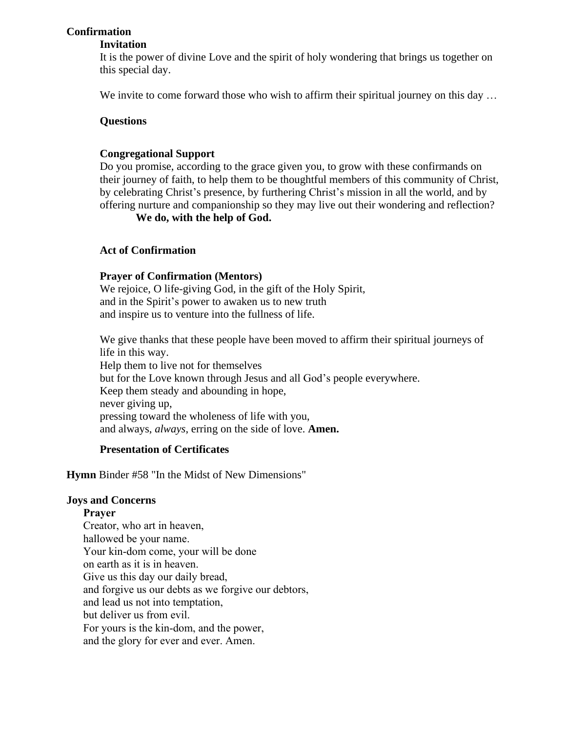## Confirmation

### Invitation

It is the power of divine Love and the spirit of holy wondering that brings us together on this special day.

We invite to come forward those who wish to affirm their spiritual journey on this day …

### Questions

### Congregational Support

Do you promise, according to the grace given you, to grow with these confirmands on their journey of faith, to help them to be thoughtful members of this community of Christ, by celebrating Christ's presence, by furthering Christ's mission in all the world, and by offering nurture and companionship so they may live out their wondering and reflection?

**We do, with the help of God.**

### Act of Confirmation

### Prayer of Confirmation (Mentors)

We rejoice, O life-giving God, in the gift of the Holy Spirit,
and in the Spirit's power to awaken us to new truth
and inspire us to venture into the fullness of life.

We give thanks that these people have been moved to affirm their spiritual journeys of life in this way.
Help them to live not for themselves
but for the Love known through Jesus and all God's people everywhere.
Keep them steady and abounding in hope,
never giving up,
pressing toward the wholeness of life with you,
and always, *always*, erring on the side of love. **Amen.**

### Presentation of Certificates

**Hymn** Binder #58 "In the Midst of New Dimensions"

## Joys and Concerns

### Prayer

Creator, who art in heaven,
hallowed be your name.
Your kin-dom come, your will be done
on earth as it is in heaven.
Give us this day our daily bread,
and forgive us our debts as we forgive our debtors,
and lead us not into temptation,
but deliver us from evil.
For yours is the kin-dom, and the power,
and the glory for ever and ever. Amen.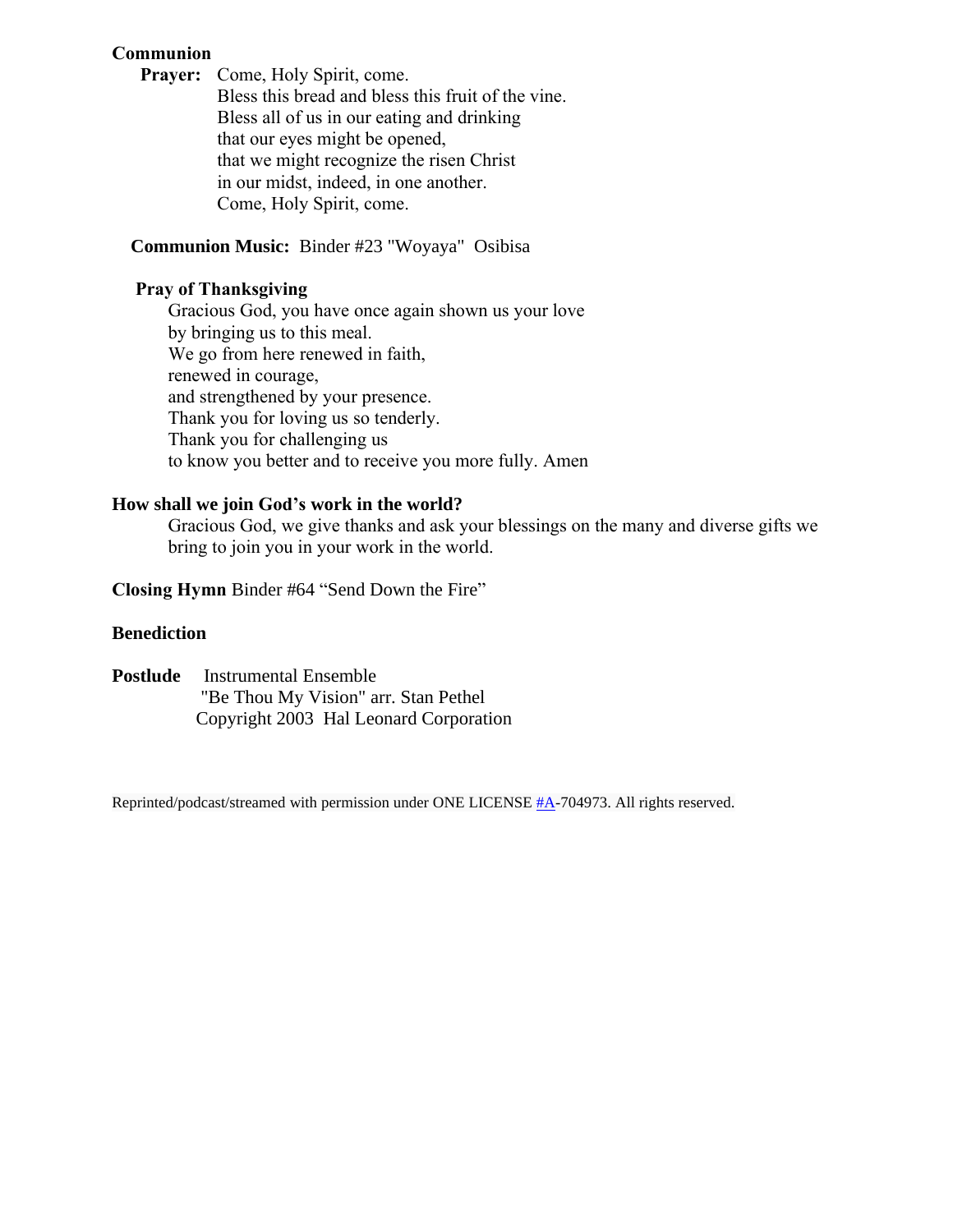**Communion**

**Prayer:** Come, Holy Spirit, come.
Bless this bread and bless this fruit of the vine.
Bless all of us in our eating and drinking
that our eyes might be opened,
that we might recognize the risen Christ
in our midst, indeed, in one another.
Come, Holy Spirit, come.

**Communion Music:** Binder #23 "Woyaya" Osibisa

**Pray of Thanksgiving**

Gracious God, you have once again shown us your love
by bringing us to this meal.
We go from here renewed in faith,
renewed in courage,
and strengthened by your presence.
Thank you for loving us so tenderly.
Thank you for challenging us
to know you better and to receive you more fully. Amen

**How shall we join God's work in the world?**

Gracious God, we give thanks and ask your blessings on the many and diverse gifts we bring to join you in your work in the world.

**Closing Hymn** Binder #64 "Send Down the Fire"

**Benediction**

**Postlude** Instrumental Ensemble
"Be Thou My Vision" arr. Stan Pethel
Copyright 2003 Hal Leonard Corporation

Reprinted/podcast/streamed with permission under ONE LICENSE #A-704973. All rights reserved.